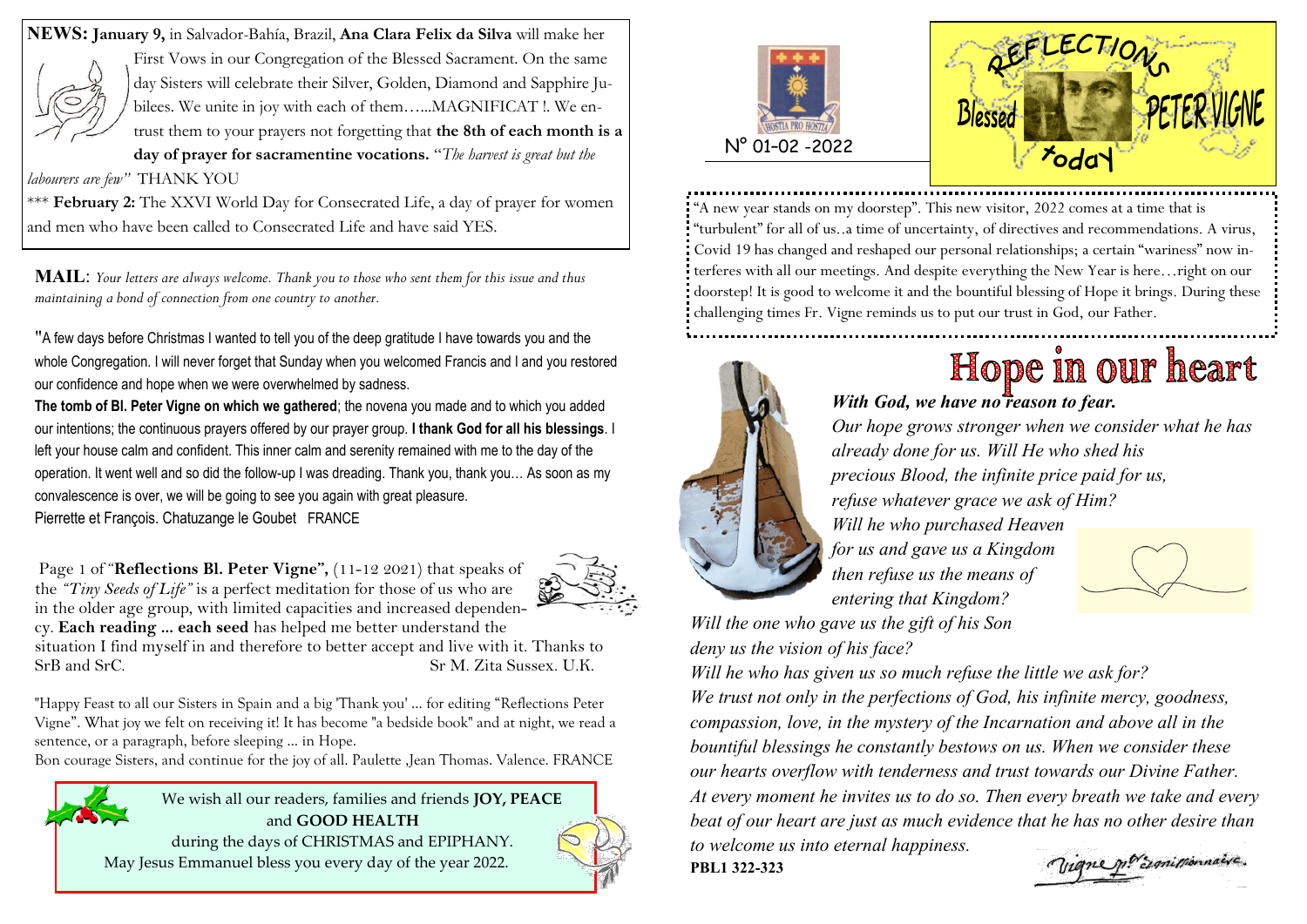**NEWS: January 9,** in Salvador-Bahía, Brazil, **Ana Clara Felix da Silva** will make her First Vows in our Congregation of the Blessed Sacrament. On the same day Sisters will celebrate their Silver, Golden, Diamond and Sapphire Jubilees. We unite in joy with each of them…...MAGNIFICAT !. We entrust them to your prayers not forgetting that **the 8th of each month is a day of prayer for sacramentine vocations.** "*The harvest is great but the labourers are few"* THANK YOU

*** **February 2:** The XXVI World Day for Consecrated Life, a day of prayer for women and men who have been called to Consecrated Life and have said YES.

**MAIL**: *Your letters are always welcome. Thank you to those who sent them for this issue and thus maintaining a bond of connection from one country to another.*

"A few days before Christmas I wanted to tell you of the deep gratitude I have towards you and the whole Congregation. I will never forget that Sunday when you welcomed Francis and I and you restored our confidence and hope when we were overwhelmed by sadness.

**The tomb of Bl. Peter Vigne on which we gathered**; the novena you made and to which you added our intentions; the continuous prayers offered by our prayer group. **I thank God for all his blessings**. I left your house calm and confident. This inner calm and serenity remained with me to the day of the operation. It went well and so did the follow-up I was dreading. Thank you, thank you… As soon as my convalescence is over, we will be going to see you again with great pleasure.

Pierrette et François. Chatuzange le Goubet FRANCE

Page 1 of "**Reflections Bl. Peter Vigne",** (11-12 2021) that speaks of the *"Tiny Seeds of Life"* is a perfect meditation for those of us who are in the older age group, with limited capacities and increased dependency. **Each reading ... each seed** has helped me better understand the situation I find myself in and therefore to better accept and live with it. Thanks to SrB and SrC.

Sr M. Zita Sussex. U.K.

"Happy Feast to all our Sisters in Spain and a big 'Thank you' ... for editing "Reflections Peter Vigne". What joy we felt on receiving it! It has become "a bedside book" and at night, we read a sentence, or a paragraph, before sleeping ... in Hope.

Bon courage Sisters, and continue for the joy of all. Paulette ,Jean Thomas. Valence. FRANCE

We wish all our readers, families and friends **JOY, PEACE** and **GOOD HEALTH** during the days of CHRISTMAS and EPIPHANY.
May Jesus Emmanuel bless you every day of the year 2022.

HOSTIA PRO HOSTIA

N° 01-02 -2022

# REFLECTIONS Blessed PETER VIGNE today

"A new year stands on my doorstep". This new visitor, 2022 comes at a time that is "turbulent" for all of us..a time of uncertainty, of directives and recommendations. A virus, Covid 19 has changed and reshaped our personal relationships; a certain "wariness" now interferes with all our meetings. And despite everything the New Year is here…right on our doorstep! It is good to welcome it and the bountiful blessing of Hope it brings. During these challenging times Fr. Vigne reminds us to put our trust in God, our Father.

## Hope in our heart

***With God, we have no reason to fear.***

*Our hope grows stronger when we consider what he has already done for us. Will He who shed his precious Blood, the infinite price paid for us, refuse whatever grace we ask of Him?*

*Will he who purchased Heaven for us and gave us a Kingdom then refuse us the means of entering that Kingdom?*

*Will the one who gave us the gift of his Son deny us the vision of his face?*

*Will he who has given us so much refuse the little we ask for?*

*We trust not only in the perfections of God, his infinite mercy, goodness, compassion, love, in the mystery of the Incarnation and above all in the bountiful blessings he constantly bestows on us. When we consider these our hearts overflow with tenderness and trust towards our Divine Father. At every moment he invites us to do so. Then every breath we take and every beat of our heart are just as much evidence that he has no other desire than to welcome us into eternal happiness.*

**PBL1 322-323**

Vigne pr. missionnaire.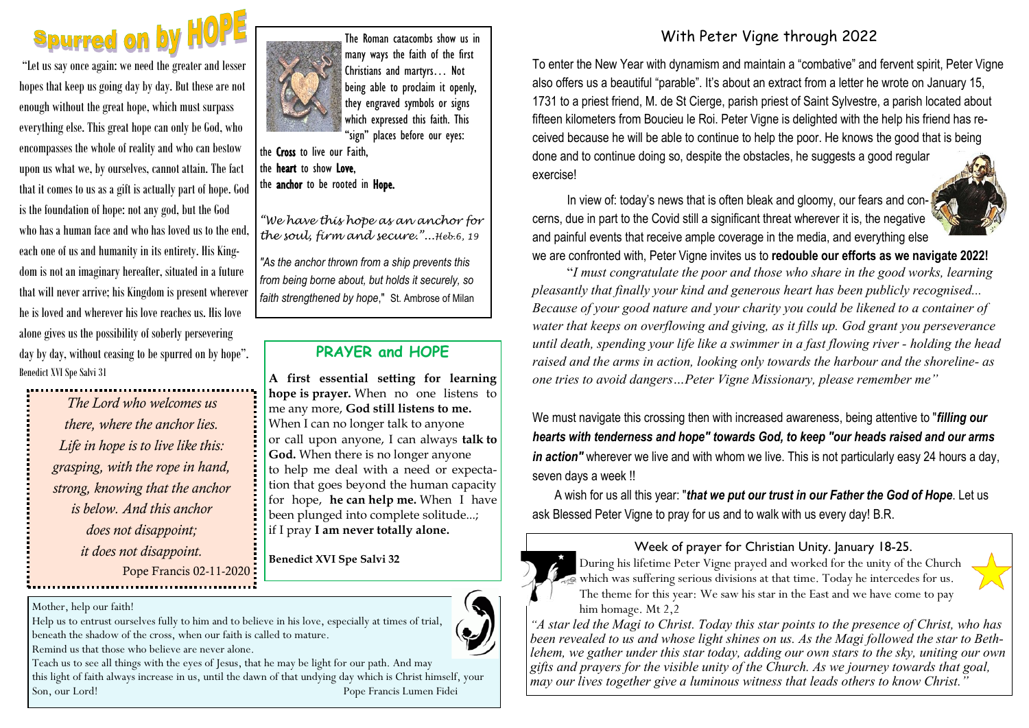# Spurred on by HOPE

"Let us say once again: we need the greater and lesser hopes that keep us going day by day. But these are not enough without the great hope, which must surpass everything else. This great hope can only be God, who encompasses the whole of reality and who can bestow upon us what we, by ourselves, cannot attain. The fact that it comes to us as a gift is actually part of hope. God is the foundation of hope: not any god, but the God who has a human face and who has loved us to the end, each one of us and humanity in its entirety. His Kingdom is not an imaginary hereafter, situated in a future that will never arrive; his Kingdom is present wherever he is loved and wherever his love reaches us. His love alone gives us the possibility of soberly persevering day by day, without ceasing to be spurred on by hope". Benedict XVI Spe Salvi 31

*The Lord who welcomes us*
*there, where the anchor lies.*
*Life in hope is to live like this:*
*grasping, with the rope in hand,*
*strong, knowing that the anchor*
*is below. And this anchor*
*does not disappoint;*
*it does not disappoint.*
Pope Francis 02-11-2020

The Roman catacombs show us in many ways the faith of the first Christians and martyrs… Not being able to proclaim it openly, they engraved symbols or signs which expressed this faith. This "sign" places before our eyes:

the **Cross** to live our Faith,
the **heart** to show **Love**,
the **anchor** to be rooted in **Hope.**

*"We have this hope as an anchor for the soul, firm and secure."…Heb.6, 19*

*"As the anchor thrown from a ship prevents this from being borne about, but holds it securely, so faith strengthened by hope*," St. Ambrose of Milan

## PRAYER and HOPE

**A first essential setting for learning hope is prayer.** When no one listens to me any more, **God still listens to me.** When I can no longer talk to anyone or call upon anyone, I can always **talk to God.** When there is no longer anyone to help me deal with a need or expectation that goes beyond the human capacity for hope, **he can help me.** When I have been plunged into complete solitude...; if I pray **I am never totally alone.**

**Benedict XVI Spe Salvi 32**

Mother, help our faith!
Help us to entrust ourselves fully to him and to believe in his love, especially at times of trial, beneath the shadow of the cross, when our faith is called to mature.
Remind us that those who believe are never alone.
Teach us to see all things with the eyes of Jesus, that he may be light for our path. And may this light of faith always increase in us, until the dawn of that undying day which is Christ himself, your Son, our Lord! Pope Francis Lumen Fidei

## With Peter Vigne through 2022

To enter the New Year with dynamism and maintain a "combative" and fervent spirit, Peter Vigne also offers us a beautiful "parable". It's about an extract from a letter he wrote on January 15, 1731 to a priest friend, M. de St Cierge, parish priest of Saint Sylvestre, a parish located about fifteen kilometers from Boucieu le Roi. Peter Vigne is delighted with the help his friend has received because he will be able to continue to help the poor. He knows the good that is being done and to continue doing so, despite the obstacles, he suggests a good regular exercise!

In view of: today's news that is often bleak and gloomy, our fears and concerns, due in part to the Covid still a significant threat wherever it is, the negative and painful events that receive ample coverage in the media, and everything else we are confronted with, Peter Vigne invites us to **redouble our efforts as we navigate 2022!**

"*I must congratulate the poor and those who share in the good works, learning pleasantly that finally your kind and generous heart has been publicly recognised... Because of your good nature and your charity you could be likened to a container of water that keeps on overflowing and giving, as it fills up. God grant you perseverance until death, spending your life like a swimmer in a fast flowing river - holding the head raised and the arms in action, looking only towards the harbour and the shoreline- as one tries to avoid dangers…Peter Vigne Missionary, please remember me"*

We must navigate this crossing then with increased awareness, being attentive to "***filling our hearts with tenderness and hope" towards God, to keep "our heads raised and our arms in action"*** wherever we live and with whom we live. This is not particularly easy 24 hours a day, seven days a week !!

A wish for us all this year: "***that we put our trust in our Father the God of Hope***. Let us ask Blessed Peter Vigne to pray for us and to walk with us every day! B.R.

### Week of prayer for Christian Unity. January 18-25.

During his lifetime Peter Vigne prayed and worked for the unity of the Church which was suffering serious divisions at that time. Today he intercedes for us. The theme for this year: We saw his star in the East and we have come to pay him homage. Mt 2,2

*"A star led the Magi to Christ. Today this star points to the presence of Christ, who has been revealed to us and whose light shines on us. As the Magi followed the star to Bethlehem, we gather under this star today, adding our own stars to the sky, uniting our own gifts and prayers for the visible unity of the Church. As we journey towards that goal, may our lives together give a luminous witness that leads others to know Christ."*